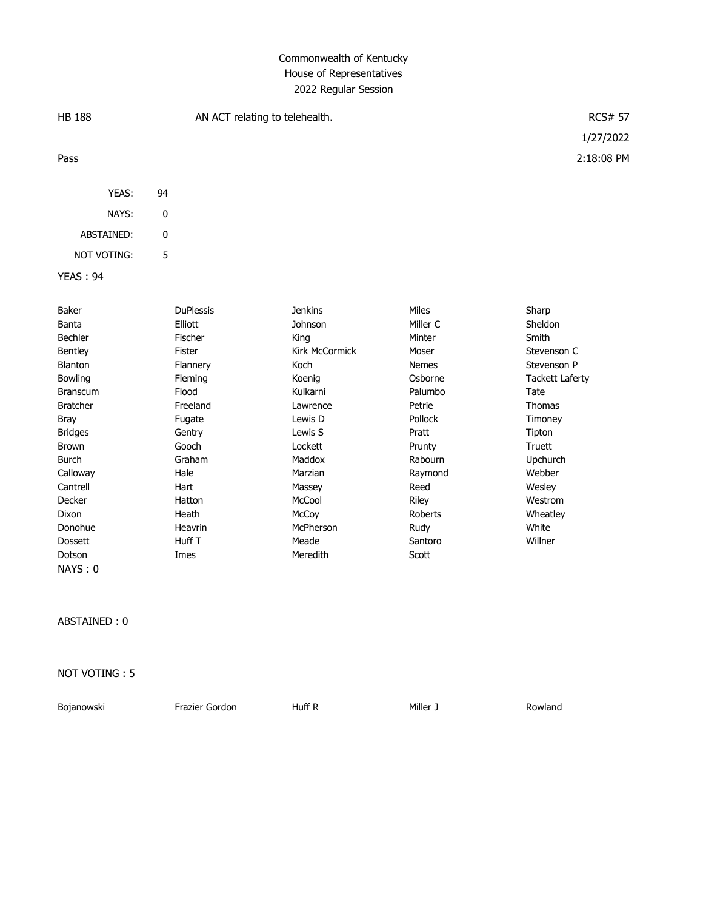# Commonwealth of Kentucky
## House of Representatives
### 2022 Regular Session

HB 188 — AN ACT relating to telehealth. — RCS# 57

1/27/2022

Pass — 2:18:08 PM

| | |
|---|---|
| YEAS: | 94 |
| NAYS: | 0 |
| ABSTAINED: | 0 |
| NOT VOTING: | 5 |

YEAS : 94

| | | | | |
|---|---|---|---|---|
| Baker | DuPlessis | Jenkins | Miles | Sharp |
| Banta | Elliott | Johnson | Miller C | Sheldon |
| Bechler | Fischer | King | Minter | Smith |
| Bentley | Fister | Kirk McCormick | Moser | Stevenson C |
| Blanton | Flannery | Koch | Nemes | Stevenson P |
| Bowling | Fleming | Koenig | Osborne | Tackett Laferty |
| Branscum | Flood | Kulkarni | Palumbo | Tate |
| Bratcher | Freeland | Lawrence | Petrie | Thomas |
| Bray | Fugate | Lewis D | Pollock | Timoney |
| Bridges | Gentry | Lewis S | Pratt | Tipton |
| Brown | Gooch | Lockett | Prunty | Truett |
| Burch | Graham | Maddox | Rabourn | Upchurch |
| Calloway | Hale | Marzian | Raymond | Webber |
| Cantrell | Hart | Massey | Reed | Wesley |
| Decker | Hatton | McCool | Riley | Westrom |
| Dixon | Heath | McCoy | Roberts | Wheatley |
| Donohue | Heavrin | McPherson | Rudy | White |
| Dossett | Huff T | Meade | Santoro | Willner |
| Dotson | Imes | Meredith | Scott | |

NAYS : 0

ABSTAINED : 0

NOT VOTING : 5

| | | | | |
|---|---|---|---|---|
| Bojanowski | Frazier Gordon | Huff R | Miller J | Rowland |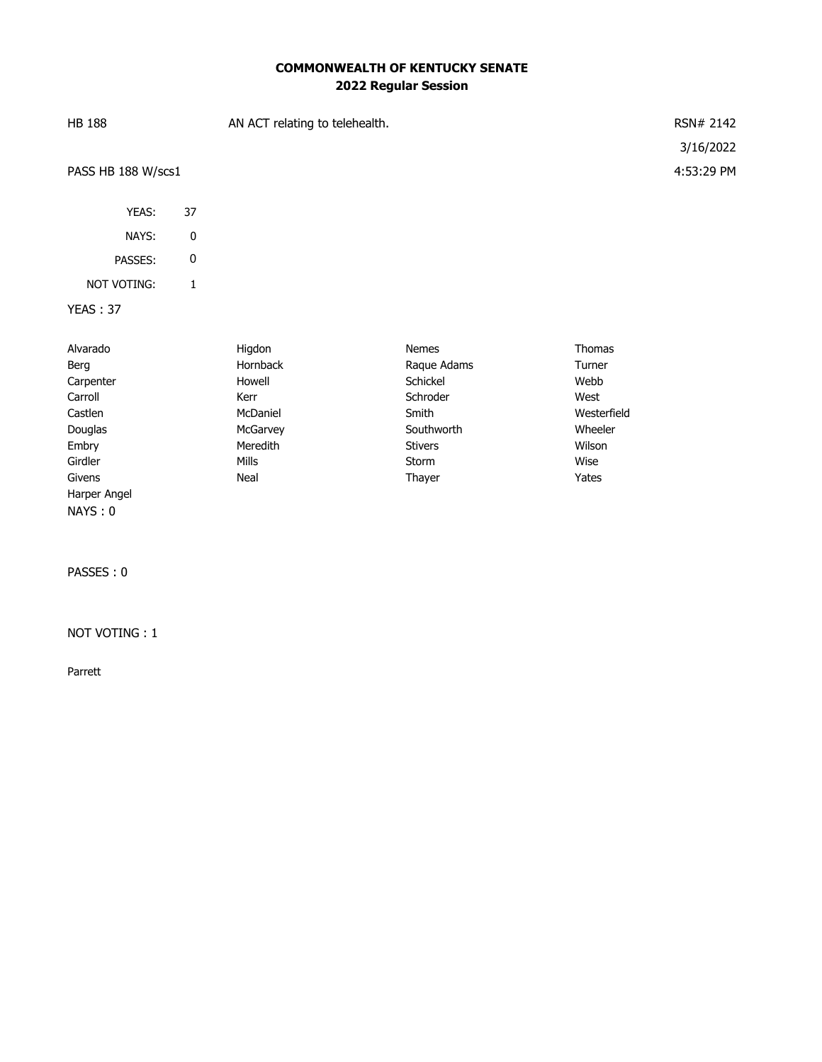**COMMONWEALTH OF KENTUCKY SENATE**
**2022 Regular Session**

HB 188 AN ACT relating to telehealth. RSN# 2142

3/16/2022

PASS HB 188 W/scs1 4:53:29 PM

| | |
|---|---|
| YEAS: | 37 |
| NAYS: | 0 |
| PASSES: | 0 |
| NOT VOTING: | 1 |

YEAS : 37

| | | | |
|---|---|---|---|
| Alvarado | Higdon | Nemes | Thomas |
| Berg | Hornback | Raque Adams | Turner |
| Carpenter | Howell | Schickel | Webb |
| Carroll | Kerr | Schroder | West |
| Castlen | McDaniel | Smith | Westerfield |
| Douglas | McGarvey | Southworth | Wheeler |
| Embry | Meredith | Stivers | Wilson |
| Girdler | Mills | Storm | Wise |
| Givens | Neal | Thayer | Yates |
| Harper Angel | | | |

NAYS : 0

PASSES : 0

NOT VOTING : 1

Parrett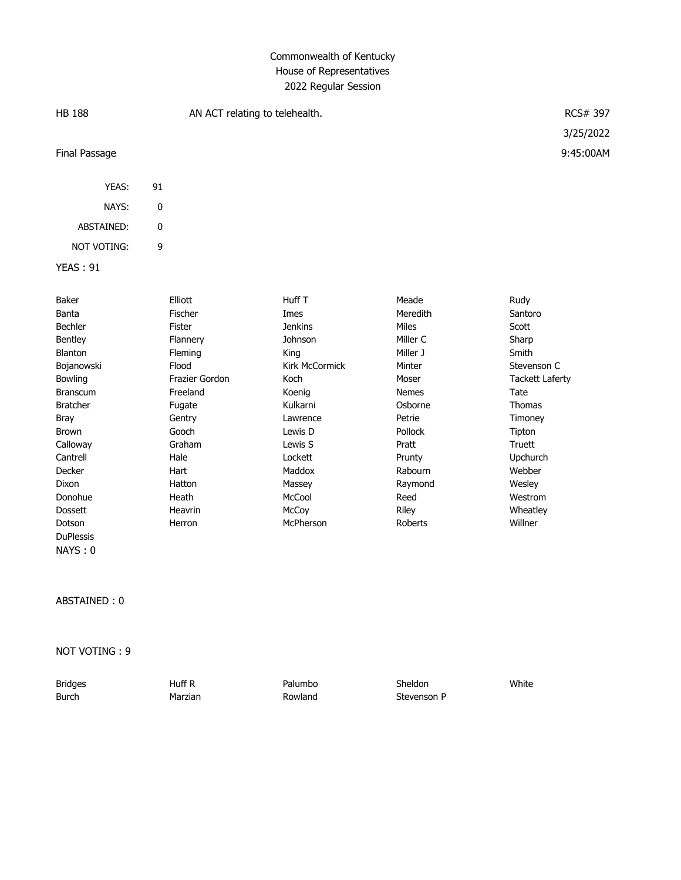Commonwealth of Kentucky
House of Representatives
2022 Regular Session

HB 188 AN ACT relating to telehealth. RCS# 397

3/25/2022

Final Passage 9:45:00AM

| | |
|---|---|
| YEAS: | 91 |
| NAYS: | 0 |
| ABSTAINED: | 0 |
| NOT VOTING: | 9 |

YEAS : 91

| | | | | |
|---|---|---|---|---|
| Baker | Elliott | Huff T | Meade | Rudy |
| Banta | Fischer | Imes | Meredith | Santoro |
| Bechler | Fister | Jenkins | Miles | Scott |
| Bentley | Flannery | Johnson | Miller C | Sharp |
| Blanton | Fleming | King | Miller J | Smith |
| Bojanowski | Flood | Kirk McCormick | Minter | Stevenson C |
| Bowling | Frazier Gordon | Koch | Moser | Tackett Laferty |
| Branscum | Freeland | Koenig | Nemes | Tate |
| Bratcher | Fugate | Kulkarni | Osborne | Thomas |
| Bray | Gentry | Lawrence | Petrie | Timoney |
| Brown | Gooch | Lewis D | Pollock | Tipton |
| Calloway | Graham | Lewis S | Pratt | Truett |
| Cantrell | Hale | Lockett | Prunty | Upchurch |
| Decker | Hart | Maddox | Rabourn | Webber |
| Dixon | Hatton | Massey | Raymond | Wesley |
| Donohue | Heath | McCool | Reed | Westrom |
| Dossett | Heavrin | McCoy | Riley | Wheatley |
| Dotson | Herron | McPherson | Roberts | Willner |
| DuPlessis | | | | |

NAYS : 0

ABSTAINED : 0

NOT VOTING : 9

| | | | | |
|---|---|---|---|---|
| Bridges | Huff R | Palumbo | Sheldon | White |
| Burch | Marzian | Rowland | Stevenson P | |